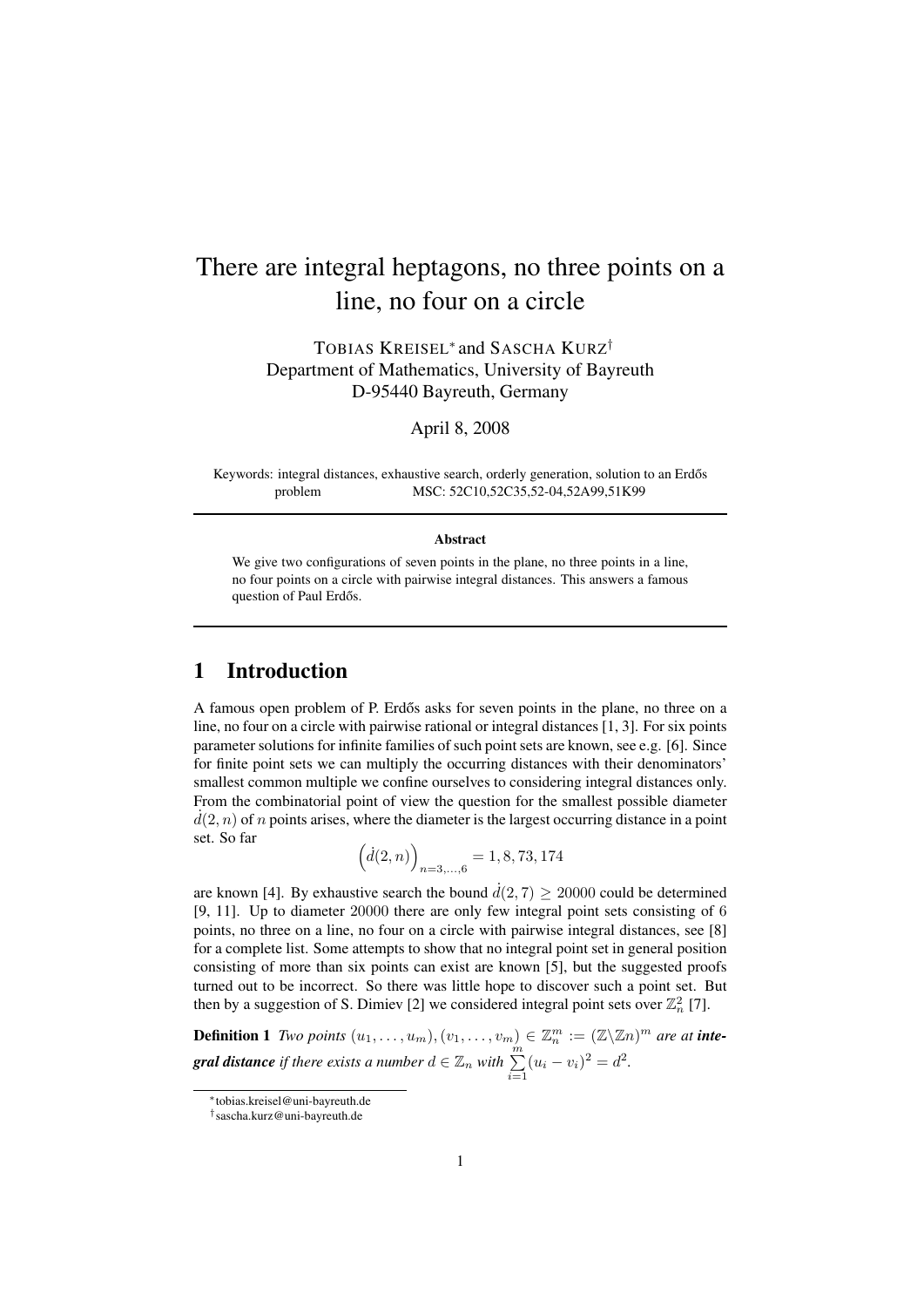# There are integral heptagons, no three points on a line, no four on a circle

TOBIAS KREISEL* and SASCHA KURZ†
Department of Mathematics, University of Bayreuth
D-95440 Bayreuth, Germany

April 8, 2008

Keywords: integral distances, exhaustive search, orderly generation, solution to an Erdős problem MSC: 52C10,52C35,52-04,52A99,51K99

**Abstract**

We give two configurations of seven points in the plane, no three points in a line, no four points on a circle with pairwise integral distances. This answers a famous question of Paul Erdős.

## 1 Introduction

A famous open problem of P. Erdős asks for seven points in the plane, no three on a line, no four on a circle with pairwise rational or integral distances [1, 3]. For six points parameter solutions for infinite families of such point sets are known, see e.g. [6]. Since for finite point sets we can multiply the occurring distances with their denominators' smallest common multiple we confine ourselves to considering integral distances only. From the combinatorial point of view the question for the smallest possible diameter $\dot{d}(2,n)$ of $n$ points arises, where the diameter is the largest occurring distance in a point set. So far

$$\left(\dot{d}(2,n)\right)_{n=3,\dots,6} = 1, 8, 73, 174$$

are known [4]. By exhaustive search the bound $\dot{d}(2,7) \geq 20000$ could be determined [9, 11]. Up to diameter 20000 there are only few integral point sets consisting of 6 points, no three on a line, no four on a circle with pairwise integral distances, see [8] for a complete list. Some attempts to show that no integral point set in general position consisting of more than six points can exist are known [5], but the suggested proofs turned out to be incorrect. So there was little hope to discover such a point set. But then by a suggestion of S. Dimiev [2] we considered integral point sets over $\mathbb{Z}_n^2$ [7].

**Definition 1** *Two points $(u_1,\dots,u_m),(v_1,\dots,v_m) \in \mathbb{Z}_n^m := (\mathbb{Z}\backslash\mathbb{Z}n)^m$ are at* ***integral distance*** *if there exists a number $d \in \mathbb{Z}_n$ with $\sum\limits_{i=1}^{m}(u_i - v_i)^2 = d^2$.*

*tobias.kreisel@uni-bayreuth.de

†sascha.kurz@uni-bayreuth.de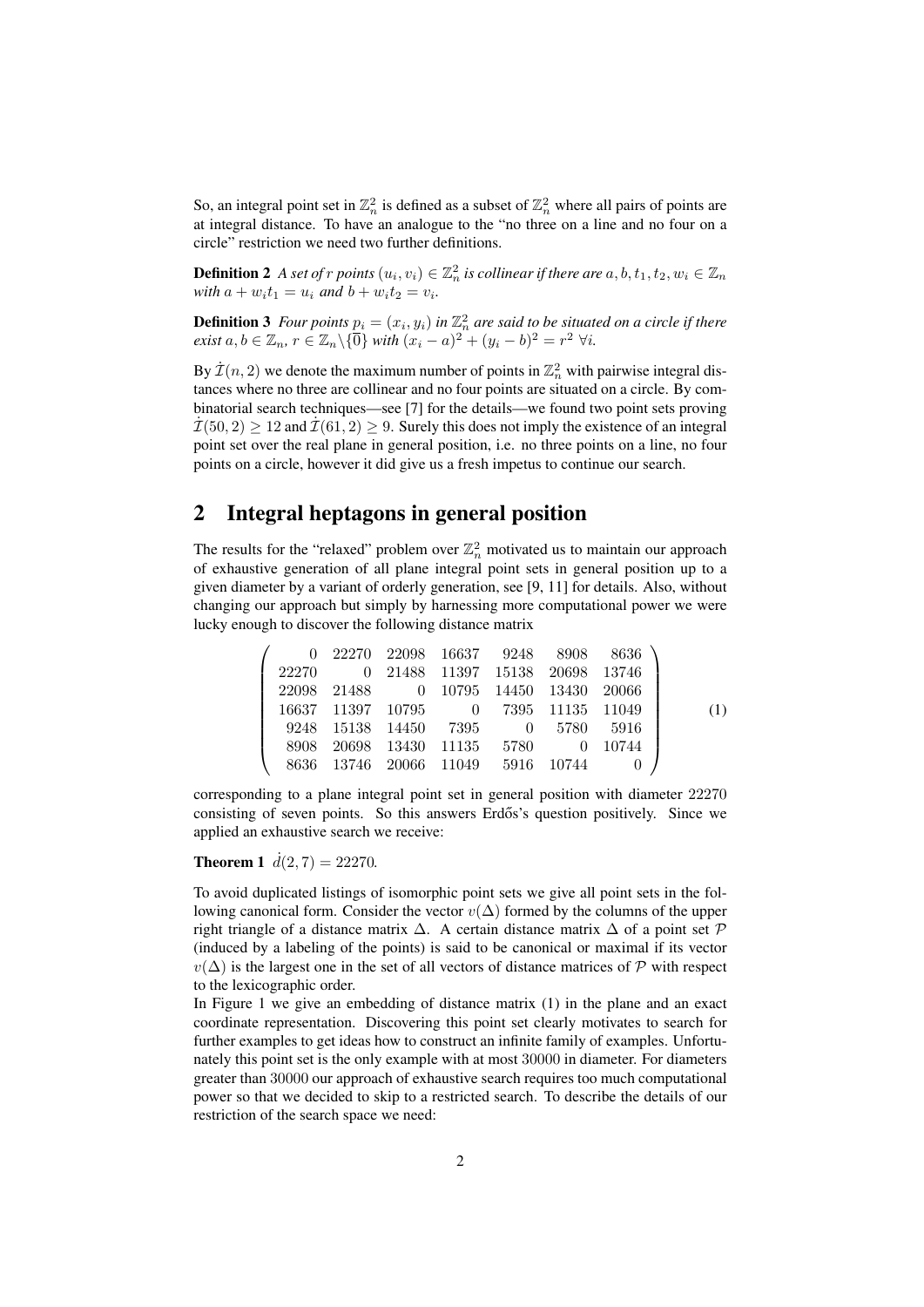So, an integral point set in $\mathbb{Z}_n^2$ is defined as a subset of $\mathbb{Z}_n^2$ where all pairs of points are at integral distance. To have an analogue to the "no three on a line and no four on a circle" restriction we need two further definitions.

**Definition 2** *A set of $r$ points $(u_i, v_i) \in \mathbb{Z}_n^2$ is collinear if there are $a, b, t_1, t_2, w_i \in \mathbb{Z}_n$ with $a + w_i t_1 = u_i$ and $b + w_i t_2 = v_i$.*

**Definition 3** *Four points $p_i = (x_i, y_i)$ in $\mathbb{Z}_n^2$ are said to be situated on a circle if there exist $a, b \in \mathbb{Z}_n$, $r \in \mathbb{Z}_n \backslash \{\overline{0}\}$ with $(x_i - a)^2 + (y_i - b)^2 = r^2\ \forall i$.*

By $\dot{\mathcal{I}}(n, 2)$ we denote the maximum number of points in $\mathbb{Z}_n^2$ with pairwise integral distances where no three are collinear and no four points are situated on a circle. By combinatorial search techniques—see [7] for the details—we found two point sets proving $\dot{\mathcal{I}}(50, 2) \geq 12$ and $\dot{\mathcal{I}}(61, 2) \geq 9$. Surely this does not imply the existence of an integral point set over the real plane in general position, i.e. no three points on a line, no four points on a circle, however it did give us a fresh impetus to continue our search.

## 2 Integral heptagons in general position

The results for the "relaxed" problem over $\mathbb{Z}_n^2$ motivated us to maintain our approach of exhaustive generation of all plane integral point sets in general position up to a given diameter by a variant of orderly generation, see [9, 11] for details. Also, without changing our approach but simply by harnessing more computational power we were lucky enough to discover the following distance matrix

$$\begin{pmatrix} 0 & 22270 & 22098 & 16637 & 9248 & 8908 & 8636 \\ 22270 & 0 & 21488 & 11397 & 15138 & 20698 & 13746 \\ 22098 & 21488 & 0 & 10795 & 14450 & 13430 & 20066 \\ 16637 & 11397 & 10795 & 0 & 7395 & 11135 & 11049 \\ 9248 & 15138 & 14450 & 7395 & 0 & 5780 & 5916 \\ 8908 & 20698 & 13430 & 11135 & 5780 & 0 & 10744 \\ 8636 & 13746 & 20066 & 11049 & 5916 & 10744 & 0 \end{pmatrix} \qquad (1)$$

corresponding to a plane integral point set in general position with diameter 22270 consisting of seven points. So this answers Erdős's question positively. Since we applied an exhaustive search we receive:

**Theorem 1** $\dot{d}(2, 7) = 22270$*.*

To avoid duplicated listings of isomorphic point sets we give all point sets in the following canonical form. Consider the vector $v(\Delta)$ formed by the columns of the upper right triangle of a distance matrix $\Delta$. A certain distance matrix $\Delta$ of a point set $\mathcal{P}$ (induced by a labeling of the points) is said to be canonical or maximal if its vector $v(\Delta)$ is the largest one in the set of all vectors of distance matrices of $\mathcal{P}$ with respect to the lexicographic order.

In Figure 1 we give an embedding of distance matrix (1) in the plane and an exact coordinate representation. Discovering this point set clearly motivates to search for further examples to get ideas how to construct an infinite family of examples. Unfortunately this point set is the only example with at most 30000 in diameter. For diameters greater than 30000 our approach of exhaustive search requires too much computational power so that we decided to skip to a restricted search. To describe the details of our restriction of the search space we need: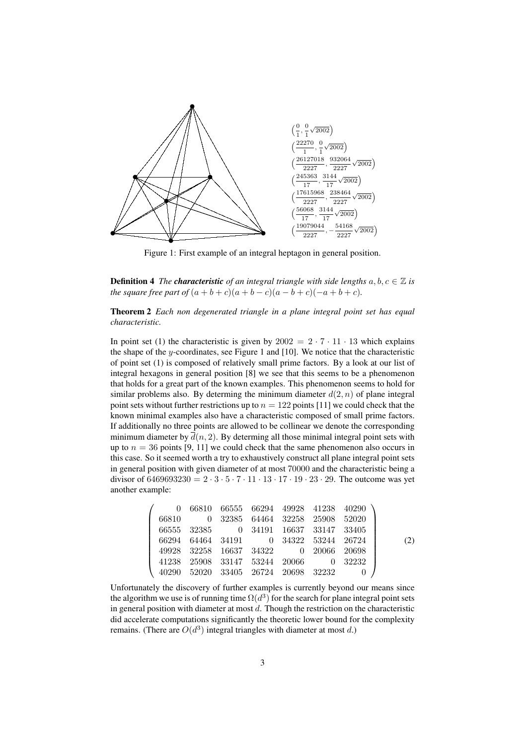$$\left(\frac{0}{1}, \frac{0}{1}\sqrt{2002}\right)$$
$$\left(\frac{22270}{1}, \frac{0}{1}\sqrt{2002}\right)$$
$$\left(\frac{26127018}{2227}, \frac{932064}{2227}\sqrt{2002}\right)$$
$$\left(\frac{245363}{17}, \frac{3144}{17}\sqrt{2002}\right)$$
$$\left(\frac{17615968}{2227}, \frac{238464}{2227}\sqrt{2002}\right)$$
$$\left(\frac{56068}{17}, \frac{3144}{17}\sqrt{2002}\right)$$
$$\left(\frac{19079044}{2227}, -\frac{54168}{2227}\sqrt{2002}\right)$$

Figure 1: First example of an integral heptagon in general position.

**Definition 4** *The* ***characteristic*** *of an integral triangle with side lengths $a, b, c \in \mathbb{Z}$ is the square free part of $(a+b+c)(a+b-c)(a-b+c)(-a+b+c)$.*

**Theorem 2** *Each non degenerated triangle in a plane integral point set has equal characteristic.*

In point set (1) the characteristic is given by $2002 = 2 \cdot 7 \cdot 11 \cdot 13$ which explains the shape of the $y$-coordinates, see Figure 1 and [10]. We notice that the characteristic of point set (1) is composed of relatively small prime factors. By a look at our list of integral hexagons in general position [8] we see that this seems to be a phenomenon that holds for a great part of the known examples. This phenomenon seems to hold for similar problems also. By determing the minimum diameter $d(2, n)$ of plane integral point sets without further restrictions up to $n = 122$ points [11] we could check that the known minimal examples also have a characteristic composed of small prime factors. If additionally no three points are allowed to be collinear we denote the corresponding minimum diameter by $\overline{d}(n, 2)$. By determing all those minimal integral point sets with up to $n = 36$ points [9, 11] we could check that the same phenomenon also occurs in this case. So it seemed worth a try to exhaustively construct all plane integral point sets in general position with given diameter of at most 70000 and the characteristic being a divisor of $6469693230 = 2 \cdot 3 \cdot 5 \cdot 7 \cdot 11 \cdot 13 \cdot 17 \cdot 19 \cdot 23 \cdot 29$. The outcome was yet another example:

$$\begin{pmatrix}
0 & 66810 & 66555 & 66294 & 49928 & 41238 & 40290 \\
66810 & 0 & 32385 & 64464 & 32258 & 25908 & 52020 \\
66555 & 32385 & 0 & 34191 & 16637 & 33147 & 33405 \\
66294 & 64464 & 34191 & 0 & 34322 & 53244 & 26724 \\
49928 & 32258 & 16637 & 34322 & 0 & 20066 & 20698 \\
41238 & 25908 & 33147 & 53244 & 20066 & 0 & 32232 \\
40290 & 52020 & 33405 & 26724 & 20698 & 32232 & 0
\end{pmatrix} \qquad (2)$$

Unfortunately the discovery of further examples is currently beyond our means since the algorithm we use is of running time $\Omega(d^3)$ for the search for plane integral point sets in general position with diameter at most $d$. Though the restriction on the characteristic did accelerate computations significantly the theoretic lower bound for the complexity remains. (There are $O(d^3)$ integral triangles with diameter at most $d$.)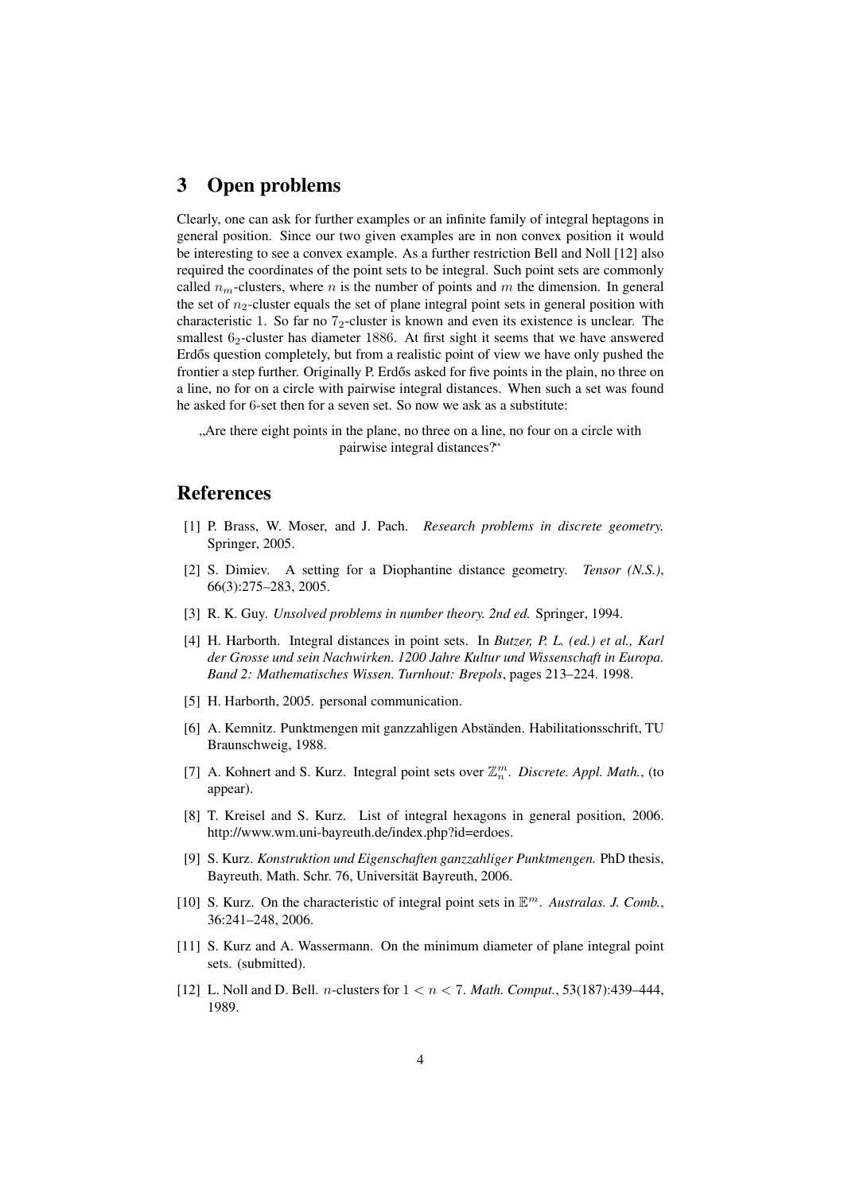## 3 Open problems

Clearly, one can ask for further examples or an infinite family of integral heptagons in general position. Since our two given examples are in non convex position it would be interesting to see a convex example. As a further restriction Bell and Noll [12] also required the coordinates of the point sets to be integral. Such point sets are commonly called $n_m$-clusters, where $n$ is the number of points and $m$ the dimension. In general the set of $n_2$-cluster equals the set of plane integral point sets in general position with characteristic 1. So far no $7_2$-cluster is known and even its existence is unclear. The smallest $6_2$-cluster has diameter 1886. At first sight it seems that we have answered Erdős question completely, but from a realistic point of view we have only pushed the frontier a step further. Originally P. Erdős asked for five points in the plain, no three on a line, no for on a circle with pairwise integral distances. When such a set was found he asked for 6-set then for a seven set. So now we ask as a substitute:

„Are there eight points in the plane, no three on a line, no four on a circle with pairwise integral distances?"

## References

[1] P. Brass, W. Moser, and J. Pach. *Research problems in discrete geometry.* Springer, 2005.

[2] S. Dimiev. A setting for a Diophantine distance geometry. *Tensor (N.S.)*, 66(3):275–283, 2005.

[3] R. K. Guy. *Unsolved problems in number theory. 2nd ed.* Springer, 1994.

[4] H. Harborth. Integral distances in point sets. In *Butzer, P. L. (ed.) et al., Karl der Grosse und sein Nachwirken. 1200 Jahre Kultur und Wissenschaft in Europa. Band 2: Mathematisches Wissen. Turnhout: Brepols*, pages 213–224. 1998.

[5] H. Harborth, 2005. personal communication.

[6] A. Kemnitz. Punktmengen mit ganzzahligen Abständen. Habilitationsschrift, TU Braunschweig, 1988.

[7] A. Kohnert and S. Kurz. Integral point sets over $\mathbb{Z}_n^m$. *Discrete. Appl. Math.*, (to appear).

[8] T. Kreisel and S. Kurz. List of integral hexagons in general position, 2006. http://www.wm.uni-bayreuth.de/index.php?id=erdoes.

[9] S. Kurz. *Konstruktion und Eigenschaften ganzzahliger Punktmengen.* PhD thesis, Bayreuth. Math. Schr. 76, Universität Bayreuth, 2006.

[10] S. Kurz. On the characteristic of integral point sets in $\mathbb{E}^m$. *Australas. J. Comb.*, 36:241–248, 2006.

[11] S. Kurz and A. Wassermann. On the minimum diameter of plane integral point sets. (submitted).

[12] L. Noll and D. Bell. $n$-clusters for $1 < n < 7$. *Math. Comput.*, 53(187):439–444, 1989.